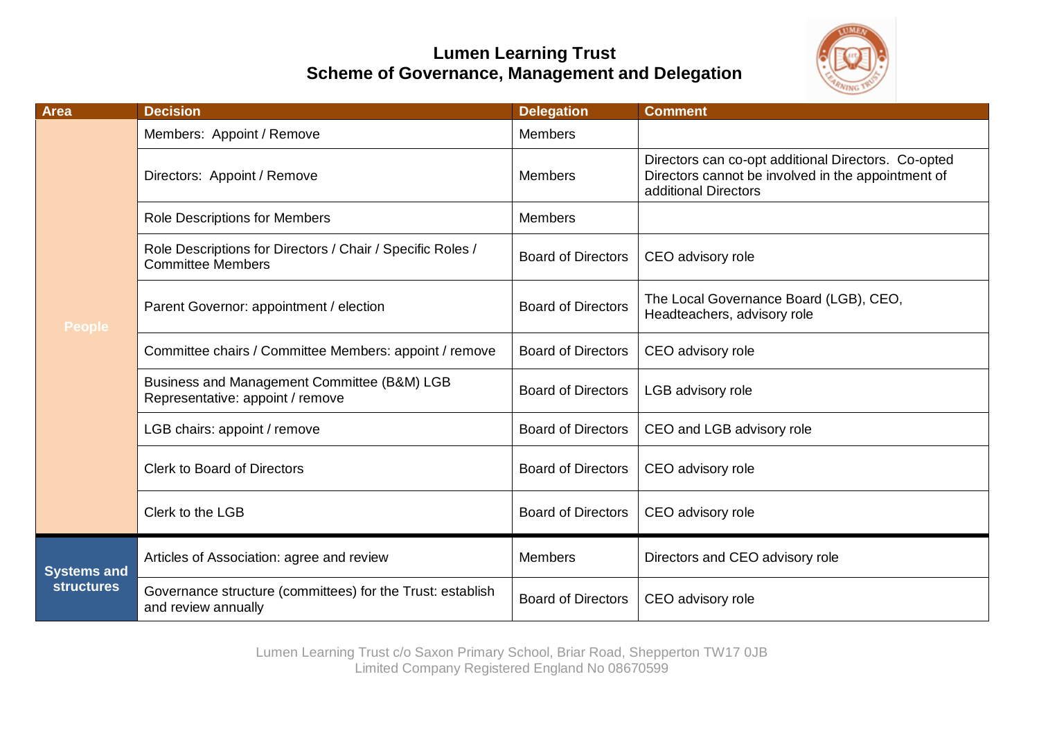# Lumen Learning Trust
## Scheme of Governance, Management and Delegation

| Area | Decision | Delegation | Comment |
|---|---|---|---|
| People | Members: Appoint / Remove | Members | |
| | Directors: Appoint / Remove | Members | Directors can co-opt additional Directors. Co-opted Directors cannot be involved in the appointment of additional Directors |
| | Role Descriptions for Members | Members | |
| | Role Descriptions for Directors / Chair / Specific Roles / Committee Members | Board of Directors | CEO advisory role |
| | Parent Governor: appointment / election | Board of Directors | The Local Governance Board (LGB), CEO, Headteachers, advisory role |
| | Committee chairs / Committee Members: appoint / remove | Board of Directors | CEO advisory role |
| | Business and Management Committee (B&M) LGB Representative: appoint / remove | Board of Directors | LGB advisory role |
| | LGB chairs: appoint / remove | Board of Directors | CEO and LGB advisory role |
| | Clerk to Board of Directors | Board of Directors | CEO advisory role |
| | Clerk to the LGB | Board of Directors | CEO advisory role |
| Systems and structures | Articles of Association: agree and review | Members | Directors and CEO advisory role |
| | Governance structure (committees) for the Trust: establish and review annually | Board of Directors | CEO advisory role |

Lumen Learning Trust c/o Saxon Primary School, Briar Road, Shepperton TW17 0JB
Limited Company Registered England No 08670599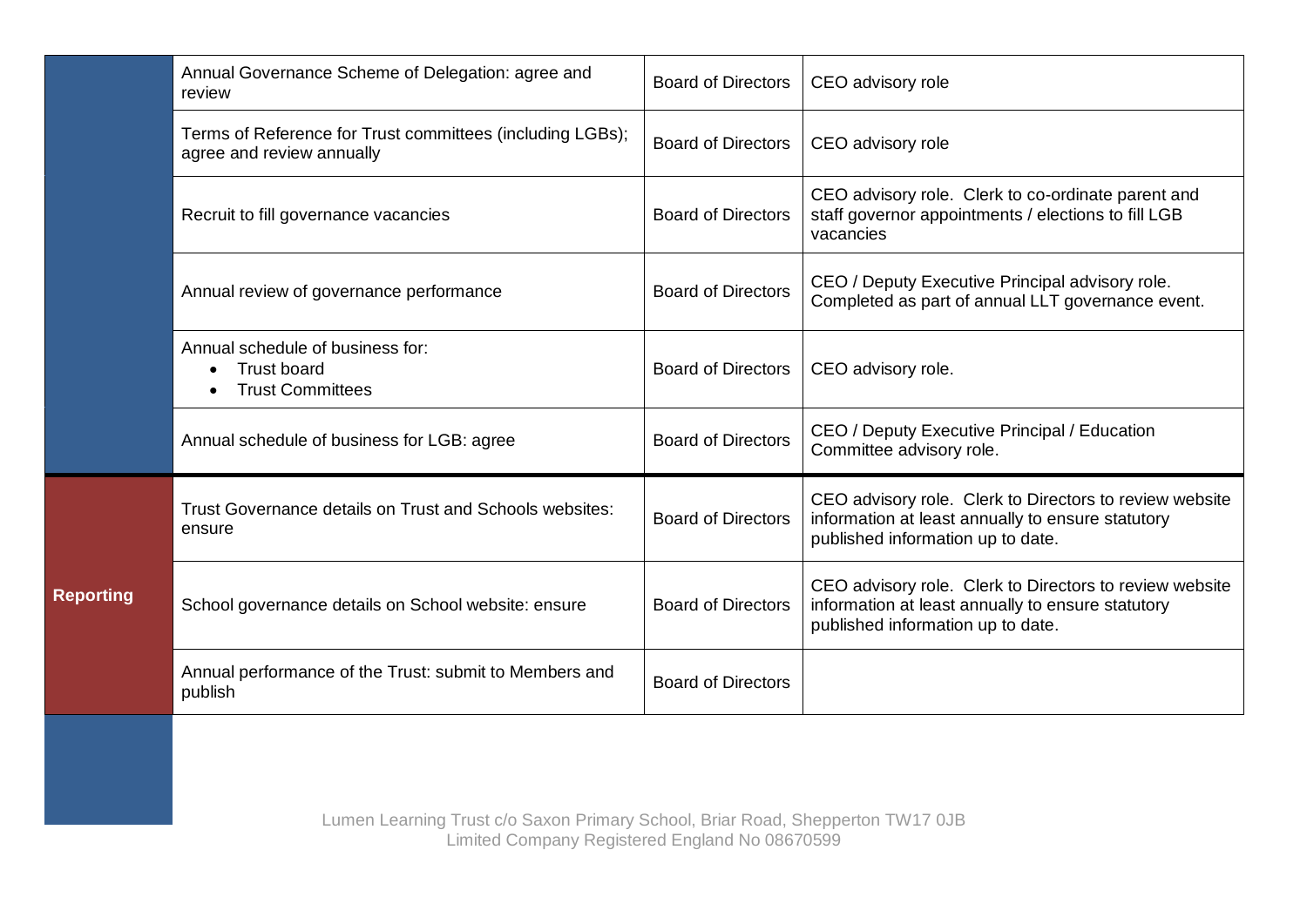| | | | |
|---|---|---|---|
| | Annual Governance Scheme of Delegation: agree and review | Board of Directors | CEO advisory role |
| | Terms of Reference for Trust committees (including LGBs); agree and review annually | Board of Directors | CEO advisory role |
| | Recruit to fill governance vacancies | Board of Directors | CEO advisory role. Clerk to co-ordinate parent and staff governor appointments / elections to fill LGB vacancies |
| | Annual review of governance performance | Board of Directors | CEO / Deputy Executive Principal advisory role. Completed as part of annual LLT governance event. |
| | Annual schedule of business for:<br>• Trust board<br>• Trust Committees | Board of Directors | CEO advisory role. |
| | Annual schedule of business for LGB: agree | Board of Directors | CEO / Deputy Executive Principal / Education Committee advisory role. |
| **Reporting** | Trust Governance details on Trust and Schools websites: ensure | Board of Directors | CEO advisory role. Clerk to Directors to review website information at least annually to ensure statutory published information up to date. |
| **Reporting** | School governance details on School website: ensure | Board of Directors | CEO advisory role. Clerk to Directors to review website information at least annually to ensure statutory published information up to date. |
| **Reporting** | Annual performance of the Trust: submit to Members and publish | Board of Directors | |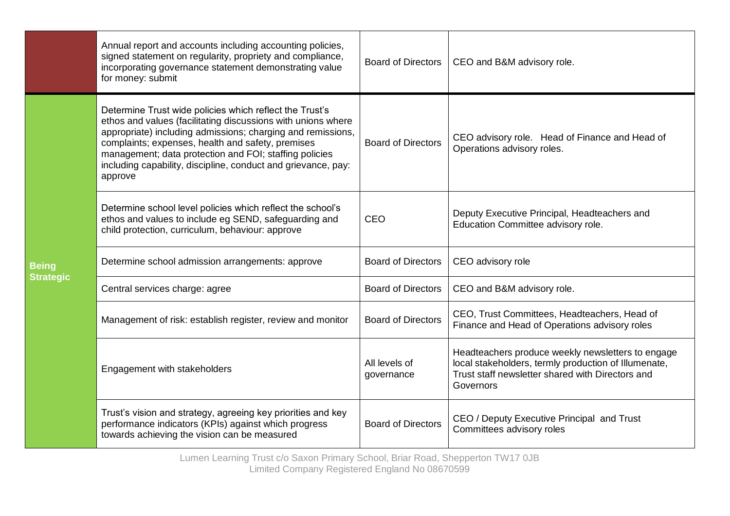| | | | |
|---|---|---|---|
| | Annual report and accounts including accounting policies, signed statement on regularity, propriety and compliance, incorporating governance statement demonstrating value for money: submit | Board of Directors | CEO and B&M advisory role. |
| **Being Strategic** | Determine Trust wide policies which reflect the Trust's ethos and values (facilitating discussions with unions where appropriate) including admissions; charging and remissions, complaints; expenses, health and safety, premises management; data protection and FOI; staffing policies including capability, discipline, conduct and grievance, pay: approve | Board of Directors | CEO advisory role. Head of Finance and Head of Operations advisory roles. |
| | Determine school level policies which reflect the school's ethos and values to include eg SEND, safeguarding and child protection, curriculum, behaviour: approve | CEO | Deputy Executive Principal, Headteachers and Education Committee advisory role. |
| | Determine school admission arrangements: approve | Board of Directors | CEO advisory role |
| | Central services charge: agree | Board of Directors | CEO and B&M advisory role. |
| | Management of risk: establish register, review and monitor | Board of Directors | CEO, Trust Committees, Headteachers, Head of Finance and Head of Operations advisory roles |
| | Engagement with stakeholders | All levels of governance | Headteachers produce weekly newsletters to engage local stakeholders, termly production of Illumenate, Trust staff newsletter shared with Directors and Governors |
| | Trust's vision and strategy, agreeing key priorities and key performance indicators (KPIs) against which progress towards achieving the vision can be measured | Board of Directors | CEO / Deputy Executive Principal and Trust Committees advisory roles |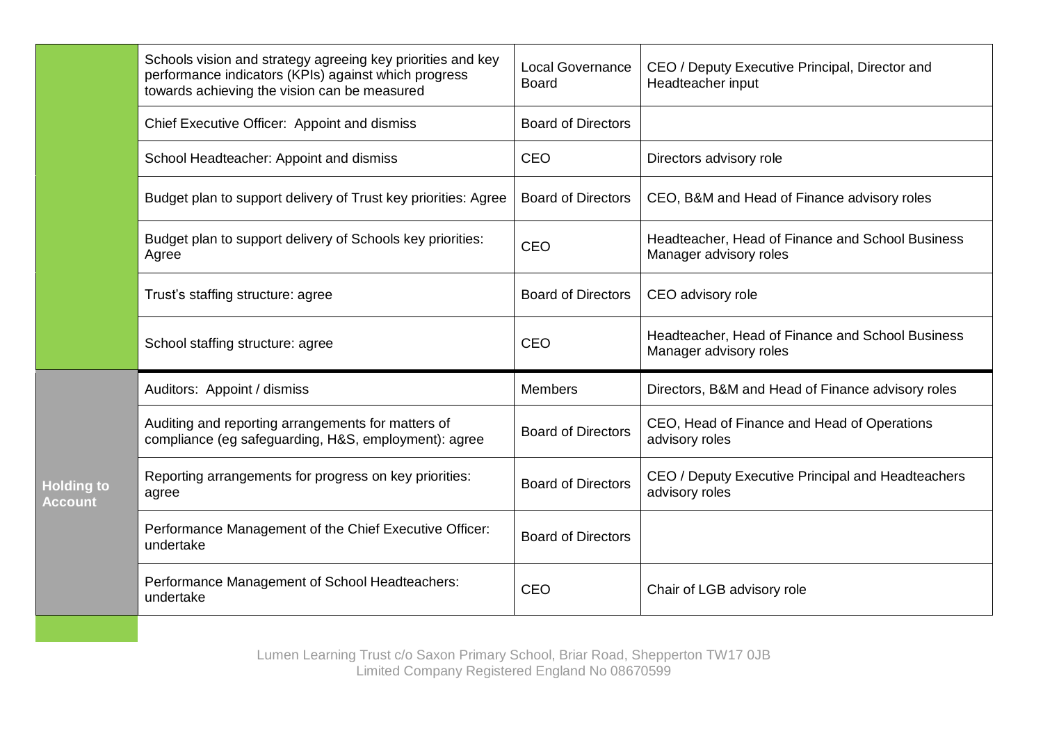| | | | |
|---|---|---|---|
| | Schools vision and strategy agreeing key priorities and key performance indicators (KPIs) against which progress towards achieving the vision can be measured | Local Governance Board | CEO / Deputy Executive Principal, Director and Headteacher input |
| | Chief Executive Officer: Appoint and dismiss | Board of Directors | |
| | School Headteacher: Appoint and dismiss | CEO | Directors advisory role |
| | Budget plan to support delivery of Trust key priorities: Agree | Board of Directors | CEO, B&M and Head of Finance advisory roles |
| | Budget plan to support delivery of Schools key priorities: Agree | CEO | Headteacher, Head of Finance and School Business Manager advisory roles |
| | Trust's staffing structure: agree | Board of Directors | CEO advisory role |
| | School staffing structure: agree | CEO | Headteacher, Head of Finance and School Business Manager advisory roles |
| **Holding to Account** | Auditors: Appoint / dismiss | Members | Directors, B&M and Head of Finance advisory roles |
| | Auditing and reporting arrangements for matters of compliance (eg safeguarding, H&S, employment): agree | Board of Directors | CEO, Head of Finance and Head of Operations advisory roles |
| | Reporting arrangements for progress on key priorities: agree | Board of Directors | CEO / Deputy Executive Principal and Headteachers advisory roles |
| | Performance Management of the Chief Executive Officer: undertake | Board of Directors | |
| | Performance Management of School Headteachers: undertake | CEO | Chair of LGB advisory role |

Lumen Learning Trust c/o Saxon Primary School, Briar Road, Shepperton TW17 0JB
Limited Company Registered England No 08670599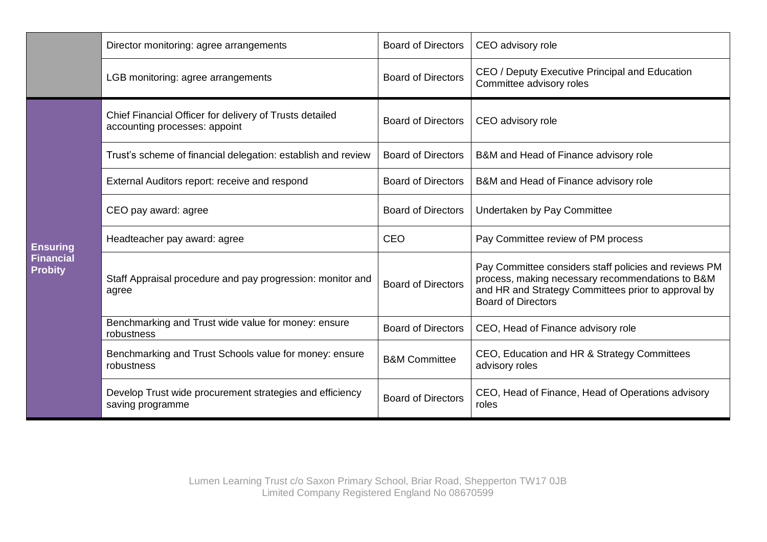| | | | |
|---|---|---|---|
| | Director monitoring: agree arrangements | Board of Directors | CEO advisory role |
| | LGB monitoring: agree arrangements | Board of Directors | CEO / Deputy Executive Principal and Education Committee advisory roles |
| **Ensuring Financial Probity** | Chief Financial Officer for delivery of Trusts detailed accounting processes: appoint | Board of Directors | CEO advisory role |
| | Trust's scheme of financial delegation: establish and review | Board of Directors | B&M and Head of Finance advisory role |
| | External Auditors report: receive and respond | Board of Directors | B&M and Head of Finance advisory role |
| | CEO pay award: agree | Board of Directors | Undertaken by Pay Committee |
| | Headteacher pay award: agree | CEO | Pay Committee review of PM process |
| | Staff Appraisal procedure and pay progression: monitor and agree | Board of Directors | Pay Committee considers staff policies and reviews PM process, making necessary recommendations to B&M and HR and Strategy Committees prior to approval by Board of Directors |
| | Benchmarking and Trust wide value for money: ensure robustness | Board of Directors | CEO, Head of Finance advisory role |
| | Benchmarking and Trust Schools value for money: ensure robustness | B&M Committee | CEO, Education and HR & Strategy Committees advisory roles |
| | Develop Trust wide procurement strategies and efficiency saving programme | Board of Directors | CEO, Head of Finance, Head of Operations advisory roles |

Lumen Learning Trust c/o Saxon Primary School, Briar Road, Shepperton TW17 0JB
Limited Company Registered England No 08670599